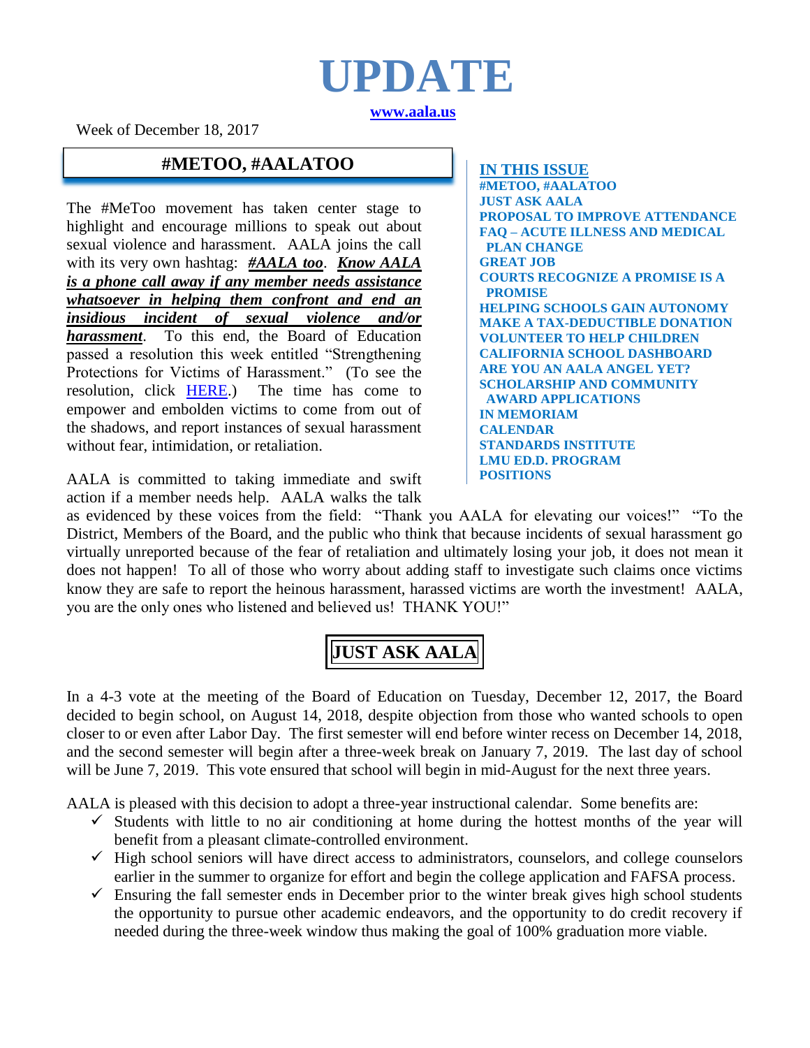# UPDATE

**[www.aala.us](www.aala.us)**

Week of December 18, 2017

**IN THIS ISSUE**

- #METOO, #AALATOO
- JUST ASK AALA
- PROPOSAL TO IMPROVE ATTENDANCE
- FAQ – ACUTE ILLNESS AND MEDICAL PLAN CHANGE
- GREAT JOB
- COURTS RECOGNIZE A PROMISE IS A PROMISE
- HELPING SCHOOLS GAIN AUTONOMY
- MAKE A TAX-DEDUCTIBLE DONATION
- VOLUNTEER TO HELP CHILDREN
- CALIFORNIA SCHOOL DASHBOARD
- ARE YOU AN AALA ANGEL YET?
- SCHOLARSHIP AND COMMUNITY AWARD APPLICATIONS
- IN MEMORIAM
- CALENDAR
- STANDARDS INSTITUTE
- LMU ED.D. PROGRAM
- POSITIONS

## #METOO, #AALATOO

The #MeToo movement has taken center stage to highlight and encourage millions to speak out about sexual violence and harassment. AALA joins the call with its very own hashtag: ***#AALA too***. ***Know AALA is a phone call away if any member needs assistance whatsoever in helping them confront and end an insidious incident of sexual violence and/or harassment***. To this end, the Board of Education passed a resolution this week entitled "Strengthening Protections for Victims of Harassment." (To see the resolution, click HERE.) The time has come to empower and embolden victims to come from out of the shadows, and report instances of sexual harassment without fear, intimidation, or retaliation.

AALA is committed to taking immediate and swift action if a member needs help. AALA walks the talk as evidenced by these voices from the field: "Thank you AALA for elevating our voices!" "To the District, Members of the Board, and the public who think that because incidents of sexual harassment go virtually unreported because of the fear of retaliation and ultimately losing your job, it does not mean it does not happen! To all of those who worry about adding staff to investigate such claims once victims know they are safe to report the heinous harassment, harassed victims are worth the investment! AALA, you are the only ones who listened and believed us! THANK YOU!"

## JUST ASK AALA

In a 4-3 vote at the meeting of the Board of Education on Tuesday, December 12, 2017, the Board decided to begin school, on August 14, 2018, despite objection from those who wanted schools to open closer to or even after Labor Day. The first semester will end before winter recess on December 14, 2018, and the second semester will begin after a three-week break on January 7, 2019. The last day of school will be June 7, 2019. This vote ensured that school will begin in mid-August for the next three years.

AALA is pleased with this decision to adopt a three-year instructional calendar. Some benefits are:

- ✓ Students with little to no air conditioning at home during the hottest months of the year will benefit from a pleasant climate-controlled environment.
- ✓ High school seniors will have direct access to administrators, counselors, and college counselors earlier in the summer to organize for effort and begin the college application and FAFSA process.
- ✓ Ensuring the fall semester ends in December prior to the winter break gives high school students the opportunity to pursue other academic endeavors, and the opportunity to do credit recovery if needed during the three-week window thus making the goal of 100% graduation more viable.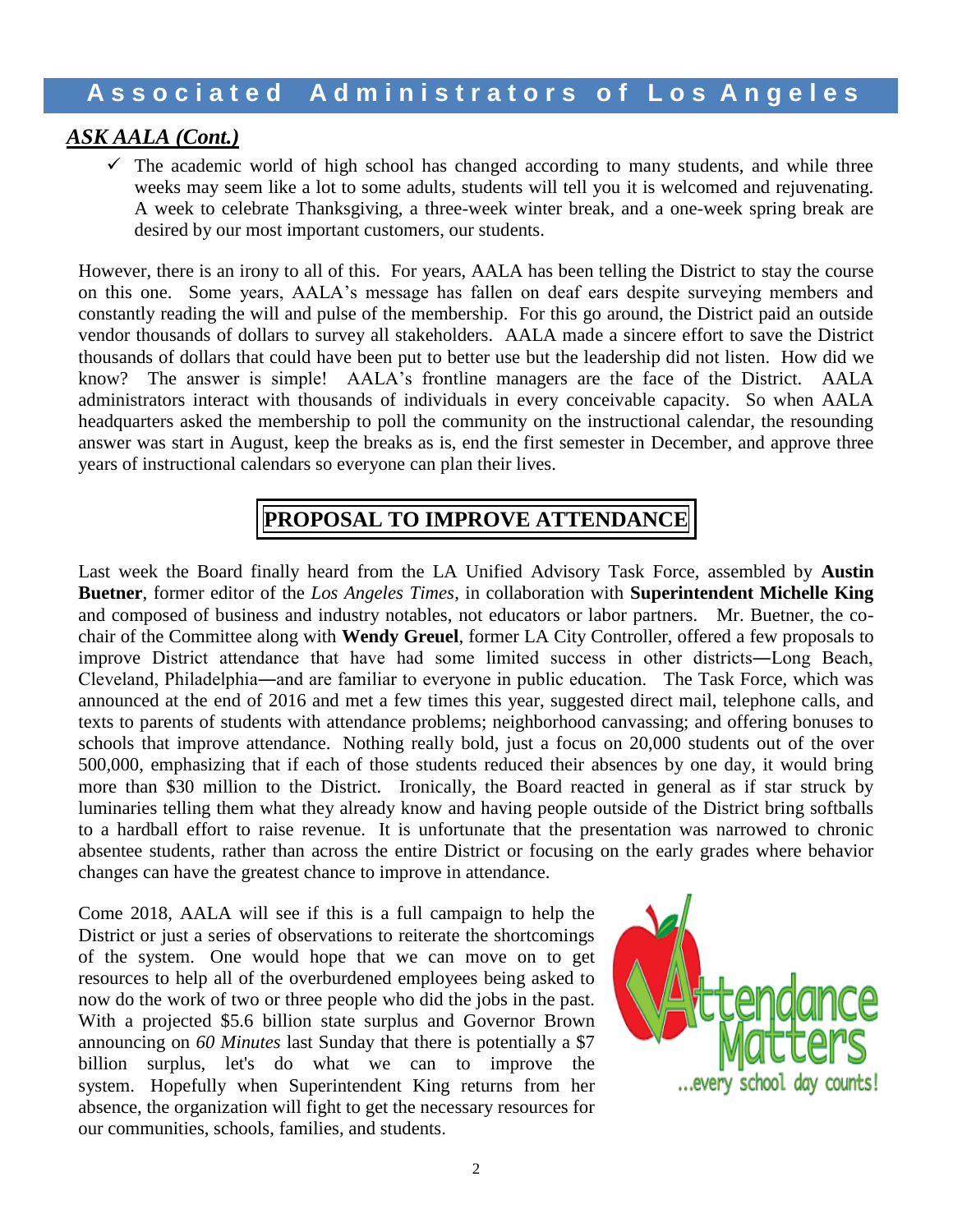## *ASK AALA (Cont.)*

- ✓ The academic world of high school has changed according to many students, and while three weeks may seem like a lot to some adults, students will tell you it is welcomed and rejuvenating. A week to celebrate Thanksgiving, a three-week winter break, and a one-week spring break are desired by our most important customers, our students.

However, there is an irony to all of this. For years, AALA has been telling the District to stay the course on this one. Some years, AALA's message has fallen on deaf ears despite surveying members and constantly reading the will and pulse of the membership. For this go around, the District paid an outside vendor thousands of dollars to survey all stakeholders. AALA made a sincere effort to save the District thousands of dollars that could have been put to better use but the leadership did not listen. How did we know? The answer is simple! AALA's frontline managers are the face of the District. AALA administrators interact with thousands of individuals in every conceivable capacity. So when AALA headquarters asked the membership to poll the community on the instructional calendar, the resounding answer was start in August, keep the breaks as is, end the first semester in December, and approve three years of instructional calendars so everyone can plan their lives.

## PROPOSAL TO IMPROVE ATTENDANCE

Last week the Board finally heard from the LA Unified Advisory Task Force, assembled by **Austin Buetner**, former editor of the *Los Angeles Times*, in collaboration with **Superintendent Michelle King** and composed of business and industry notables, not educators or labor partners. Mr. Buetner, the co-chair of the Committee along with **Wendy Greuel**, former LA City Controller, offered a few proposals to improve District attendance that have had some limited success in other districts―Long Beach, Cleveland, Philadelphia―and are familiar to everyone in public education. The Task Force, which was announced at the end of 2016 and met a few times this year, suggested direct mail, telephone calls, and texts to parents of students with attendance problems; neighborhood canvassing; and offering bonuses to schools that improve attendance. Nothing really bold, just a focus on 20,000 students out of the over 500,000, emphasizing that if each of those students reduced their absences by one day, it would bring more than $30 million to the District. Ironically, the Board reacted in general as if star struck by luminaries telling them what they already know and having people outside of the District bring softballs to a hardball effort to raise revenue. It is unfortunate that the presentation was narrowed to chronic absentee students, rather than across the entire District or focusing on the early grades where behavior changes can have the greatest chance to improve in attendance.

Come 2018, AALA will see if this is a full campaign to help the District or just a series of observations to reiterate the shortcomings of the system. One would hope that we can move on to get resources to help all of the overburdened employees being asked to now do the work of two or three people who did the jobs in the past. With a projected $5.6 billion state surplus and Governor Brown announcing on *60 Minutes* last Sunday that there is potentially a $7 billion surplus, let's do what we can to improve the system. Hopefully when Superintendent King returns from her absence, the organization will fight to get the necessary resources for our communities, schools, families, and students.

Attendance Matters ...every school day counts!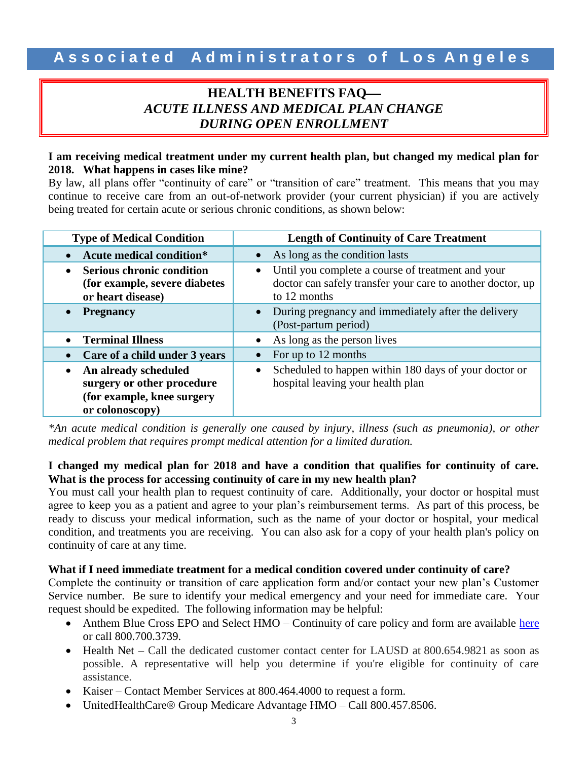# Associated Administrators of Los Angeles

## HEALTH BENEFITS FAQ— *ACUTE ILLNESS AND MEDICAL PLAN CHANGE DURING OPEN ENROLLMENT*

**I am receiving medical treatment under my current health plan, but changed my medical plan for 2018. What happens in cases like mine?**

By law, all plans offer "continuity of care" or "transition of care" treatment. This means that you may continue to receive care from an out-of-network provider (your current physician) if you are actively being treated for certain acute or serious chronic conditions, as shown below:

| Type of Medical Condition | Length of Continuity of Care Treatment |
|---|---|
| • **Acute medical condition*** | • As long as the condition lasts |
| • **Serious chronic condition (for example, severe diabetes or heart disease)** | • Until you complete a course of treatment and your doctor can safely transfer your care to another doctor, up to 12 months |
| • **Pregnancy** | • During pregnancy and immediately after the delivery (Post-partum period) |
| • **Terminal Illness** | • As long as the person lives |
| • **Care of a child under 3 years** | • For up to 12 months |
| • **An already scheduled surgery or other procedure (for example, knee surgery or colonoscopy)** | • Scheduled to happen within 180 days of your doctor or hospital leaving your health plan |

*\*An acute medical condition is generally one caused by injury, illness (such as pneumonia), or other medical problem that requires prompt medical attention for a limited duration.*

**I changed my medical plan for 2018 and have a condition that qualifies for continuity of care. What is the process for accessing continuity of care in my new health plan?**

You must call your health plan to request continuity of care. Additionally, your doctor or hospital must agree to keep you as a patient and agree to your plan's reimbursement terms. As part of this process, be ready to discuss your medical information, such as the name of your doctor or hospital, your medical condition, and treatments you are receiving. You can also ask for a copy of your health plan's policy on continuity of care at any time.

**What if I need immediate treatment for a medical condition covered under continuity of care?**

Complete the continuity or transition of care application form and/or contact your new plan's Customer Service number. Be sure to identify your medical emergency and your need for immediate care. Your request should be expedited. The following information may be helpful:

- Anthem Blue Cross EPO and Select HMO – Continuity of care policy and form are available here or call 800.700.3739.
- Health Net – Call the dedicated customer contact center for LAUSD at 800.654.9821 as soon as possible. A representative will help you determine if you're eligible for continuity of care assistance.
- Kaiser – Contact Member Services at 800.464.4000 to request a form.
- UnitedHealthCare® Group Medicare Advantage HMO – Call 800.457.8506.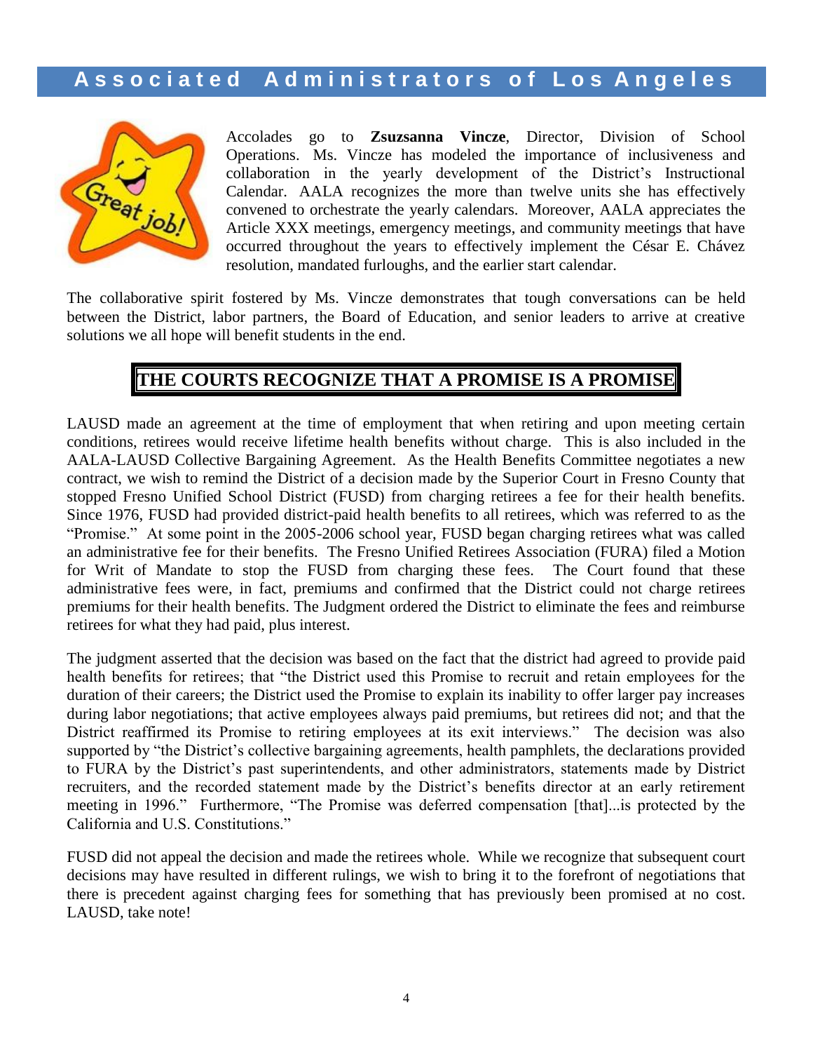Accolades go to **Zsuzsanna Vincze**, Director, Division of School Operations. Ms. Vincze has modeled the importance of inclusiveness and collaboration in the yearly development of the District's Instructional Calendar. AALA recognizes the more than twelve units she has effectively convened to orchestrate the yearly calendars. Moreover, AALA appreciates the Article XXX meetings, emergency meetings, and community meetings that have occurred throughout the years to effectively implement the César E. Chávez resolution, mandated furloughs, and the earlier start calendar.

The collaborative spirit fostered by Ms. Vincze demonstrates that tough conversations can be held between the District, labor partners, the Board of Education, and senior leaders to arrive at creative solutions we all hope will benefit students in the end.

## THE COURTS RECOGNIZE THAT A PROMISE IS A PROMISE

LAUSD made an agreement at the time of employment that when retiring and upon meeting certain conditions, retirees would receive lifetime health benefits without charge. This is also included in the AALA-LAUSD Collective Bargaining Agreement. As the Health Benefits Committee negotiates a new contract, we wish to remind the District of a decision made by the Superior Court in Fresno County that stopped Fresno Unified School District (FUSD) from charging retirees a fee for their health benefits. Since 1976, FUSD had provided district-paid health benefits to all retirees, which was referred to as the "Promise." At some point in the 2005-2006 school year, FUSD began charging retirees what was called an administrative fee for their benefits. The Fresno Unified Retirees Association (FURA) filed a Motion for Writ of Mandate to stop the FUSD from charging these fees. The Court found that these administrative fees were, in fact, premiums and confirmed that the District could not charge retirees premiums for their health benefits. The Judgment ordered the District to eliminate the fees and reimburse retirees for what they had paid, plus interest.

The judgment asserted that the decision was based on the fact that the district had agreed to provide paid health benefits for retirees; that "the District used this Promise to recruit and retain employees for the duration of their careers; the District used the Promise to explain its inability to offer larger pay increases during labor negotiations; that active employees always paid premiums, but retirees did not; and that the District reaffirmed its Promise to retiring employees at its exit interviews." The decision was also supported by "the District's collective bargaining agreements, health pamphlets, the declarations provided to FURA by the District's past superintendents, and other administrators, statements made by District recruiters, and the recorded statement made by the District's benefits director at an early retirement meeting in 1996." Furthermore, "The Promise was deferred compensation [that]...is protected by the California and U.S. Constitutions."

FUSD did not appeal the decision and made the retirees whole. While we recognize that subsequent court decisions may have resulted in different rulings, we wish to bring it to the forefront of negotiations that there is precedent against charging fees for something that has previously been promised at no cost. LAUSD, take note!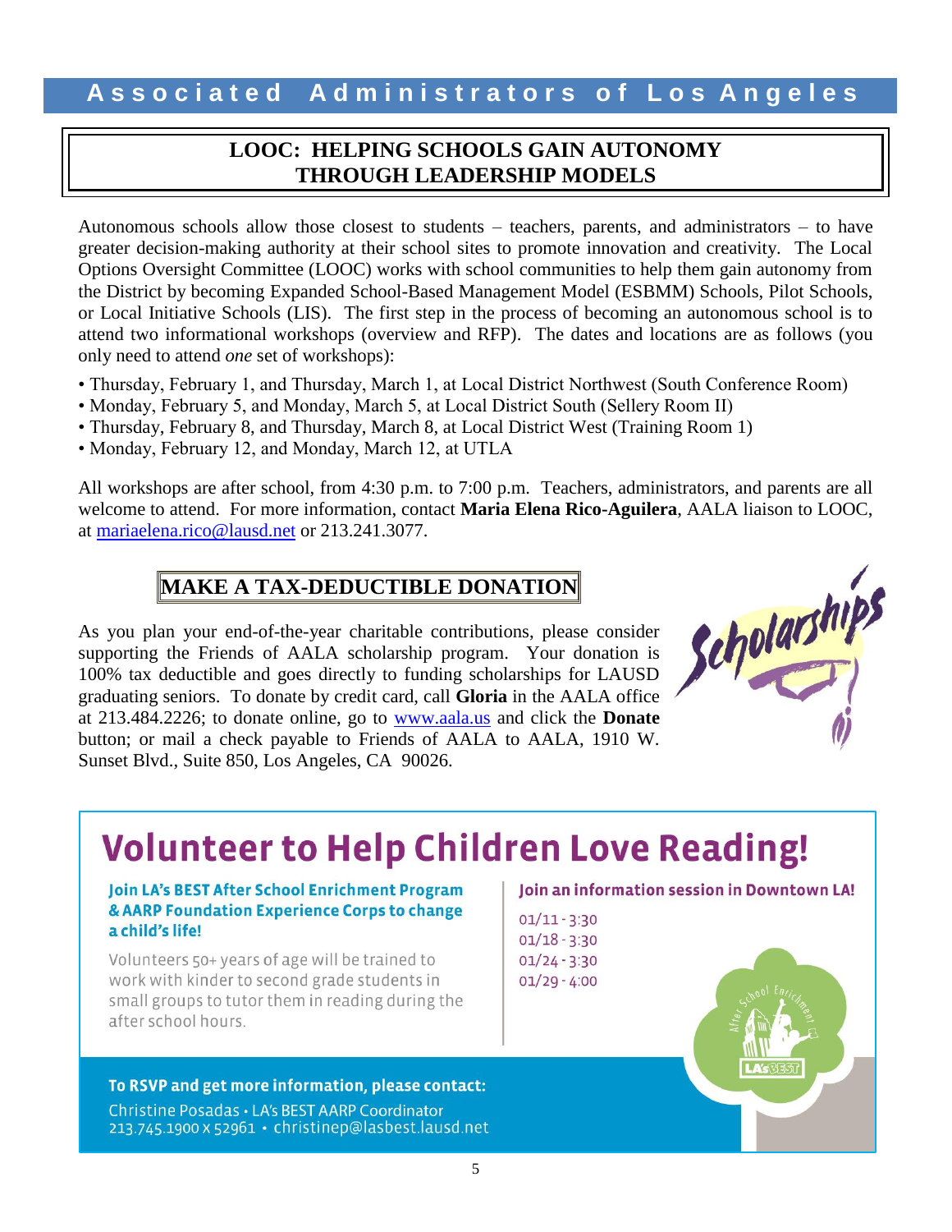## LOOC: HELPING SCHOOLS GAIN AUTONOMY THROUGH LEADERSHIP MODELS

Autonomous schools allow those closest to students – teachers, parents, and administrators – to have greater decision-making authority at their school sites to promote innovation and creativity. The Local Options Oversight Committee (LOOC) works with school communities to help them gain autonomy from the District by becoming Expanded School-Based Management Model (ESBMM) Schools, Pilot Schools, or Local Initiative Schools (LIS). The first step in the process of becoming an autonomous school is to attend two informational workshops (overview and RFP). The dates and locations are as follows (you only need to attend *one* set of workshops):

- Thursday, February 1, and Thursday, March 1, at Local District Northwest (South Conference Room)
- Monday, February 5, and Monday, March 5, at Local District South (Sellery Room II)
- Thursday, February 8, and Thursday, March 8, at Local District West (Training Room 1)
- Monday, February 12, and Monday, March 12, at UTLA

All workshops are after school, from 4:30 p.m. to 7:00 p.m. Teachers, administrators, and parents are all welcome to attend. For more information, contact **Maria Elena Rico-Aguilera**, AALA liaison to LOOC, at mariaelena.rico@lausd.net or 213.241.3077.

## MAKE A TAX-DEDUCTIBLE DONATION

As you plan your end-of-the-year charitable contributions, please consider supporting the Friends of AALA scholarship program. Your donation is 100% tax deductible and goes directly to funding scholarships for LAUSD graduating seniors. To donate by credit card, call **Gloria** in the AALA office at 213.484.2226; to donate online, go to www.aala.us and click the **Donate** button; or mail a check payable to Friends of AALA to AALA, 1910 W. Sunset Blvd., Suite 850, Los Angeles, CA 90026.

## Volunteer to Help Children Love Reading!

**Join LA's BEST After School Enrichment Program & AARP Foundation Experience Corps to change a child's life!**

Volunteers 50+ years of age will be trained to work with kinder to second grade students in small groups to tutor them in reading during the after school hours.

**Join an information session in Downtown LA!**

01/11 - 3:30
01/18 - 3:30
01/24 - 3:30
01/29 - 4:00

**To RSVP and get more information, please contact:**

Christine Posadas • LA's BEST AARP Coordinator
213.745.1900 x 52961 • christinep@lasbest.lausd.net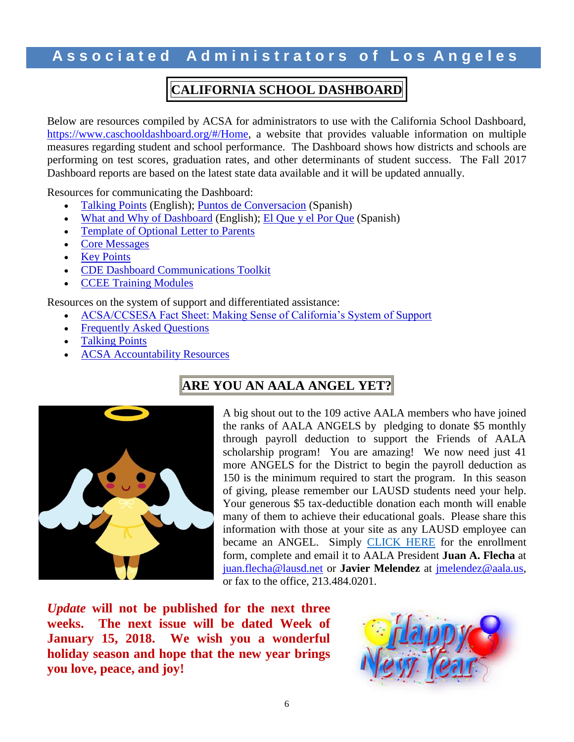# CALIFORNIA SCHOOL DASHBOARD

Below are resources compiled by ACSA for administrators to use with the California School Dashboard, https://www.caschooldashboard.org/#/Home, a website that provides valuable information on multiple measures regarding student and school performance. The Dashboard shows how districts and schools are performing on test scores, graduation rates, and other determinants of student success. The Fall 2017 Dashboard reports are based on the latest state data available and it will be updated annually.

Resources for communicating the Dashboard:

- Talking Points (English); Puntos de Conversacion (Spanish)
- What and Why of Dashboard (English); El Que y el Por Que (Spanish)
- Template of Optional Letter to Parents
- Core Messages
- Key Points
- CDE Dashboard Communications Toolkit
- CCEE Training Modules

Resources on the system of support and differentiated assistance:

- ACSA/CCSESA Fact Sheet: Making Sense of California's System of Support
- Frequently Asked Questions
- Talking Points
- ACSA Accountability Resources

# ARE YOU AN AALA ANGEL YET?

A big shout out to the 109 active AALA members who have joined the ranks of AALA ANGELS by pledging to donate $5 monthly through payroll deduction to support the Friends of AALA scholarship program! You are amazing! We now need just 41 more ANGELS for the District to begin the payroll deduction as 150 is the minimum required to start the program. In this season of giving, please remember our LAUSD students need your help. Your generous $5 tax-deductible donation each month will enable many of them to achieve their educational goals. Please share this information with those at your site as any LAUSD employee can became an ANGEL. Simply CLICK HERE for the enrollment form, complete and email it to AALA President **Juan A. Flecha** at juan.flecha@lausd.net or **Javier Melendez** at jmelendez@aala.us, or fax to the office, 213.484.0201.

***Update* will not be published for the next three weeks. The next issue will be dated Week of January 15, 2018. We wish you a wonderful holiday season and hope that the new year brings you love, peace, and joy!**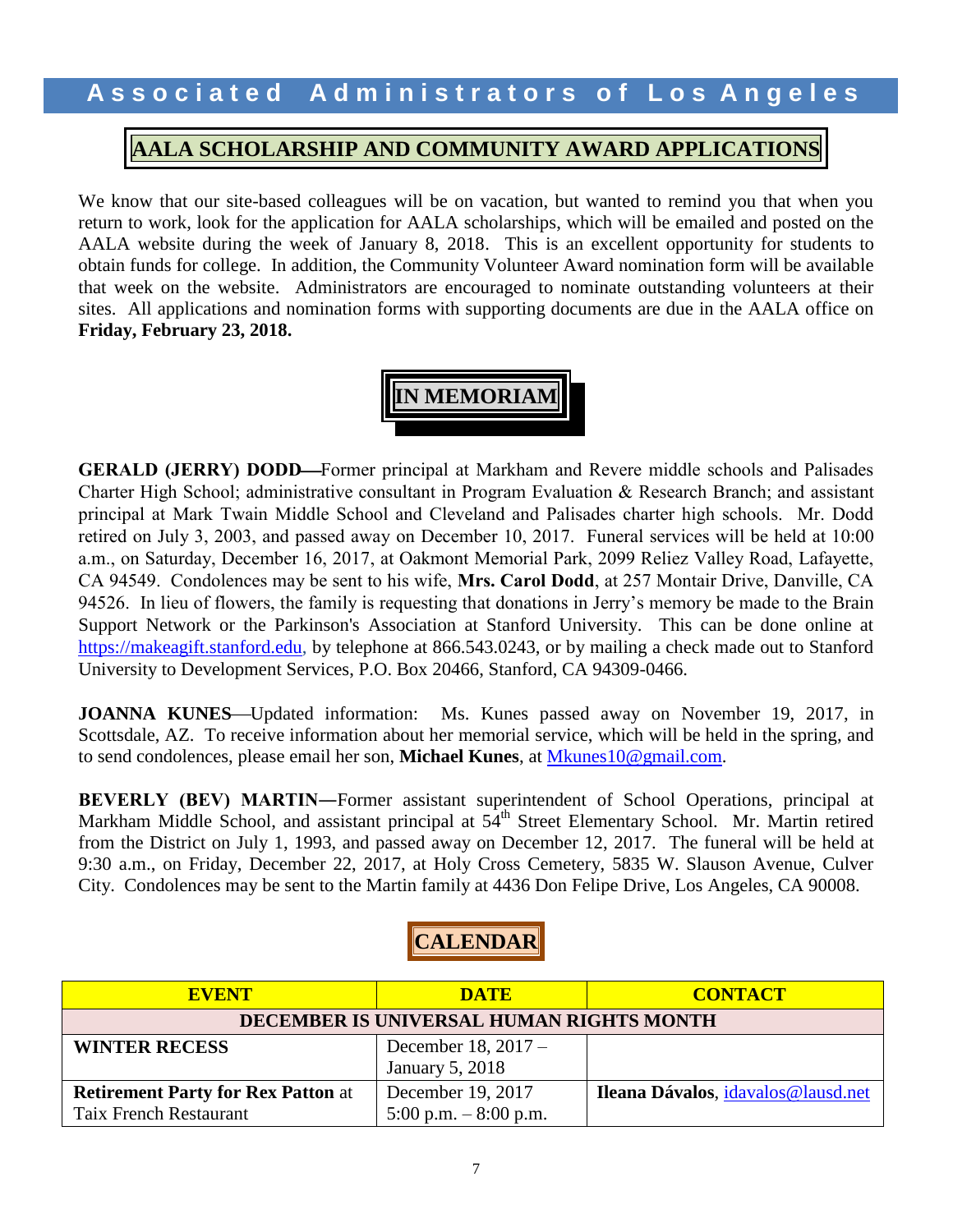# Associated Administrators of Los Angeles

## AALA SCHOLARSHIP AND COMMUNITY AWARD APPLICATIONS

We know that our site-based colleagues will be on vacation, but wanted to remind you that when you return to work, look for the application for AALA scholarships, which will be emailed and posted on the AALA website during the week of January 8, 2018. This is an excellent opportunity for students to obtain funds for college. In addition, the Community Volunteer Award nomination form will be available that week on the website. Administrators are encouraged to nominate outstanding volunteers at their sites. All applications and nomination forms with supporting documents are due in the AALA office on **Friday, February 23, 2018.**

## IN MEMORIAM

**GERALD (JERRY) DODD**—Former principal at Markham and Revere middle schools and Palisades Charter High School; administrative consultant in Program Evaluation & Research Branch; and assistant principal at Mark Twain Middle School and Cleveland and Palisades charter high schools. Mr. Dodd retired on July 3, 2003, and passed away on December 10, 2017. Funeral services will be held at 10:00 a.m., on Saturday, December 16, 2017, at Oakmont Memorial Park, 2099 Reliez Valley Road, Lafayette, CA 94549. Condolences may be sent to his wife, **Mrs. Carol Dodd**, at 257 Montair Drive, Danville, CA 94526. In lieu of flowers, the family is requesting that donations in Jerry's memory be made to the Brain Support Network or the Parkinson's Association at Stanford University. This can be done online at https://makeagift.stanford.edu, by telephone at 866.543.0243, or by mailing a check made out to Stanford University to Development Services, P.O. Box 20466, Stanford, CA 94309-0466.

**JOANNA KUNES**—Updated information: Ms. Kunes passed away on November 19, 2017, in Scottsdale, AZ. To receive information about her memorial service, which will be held in the spring, and to send condolences, please email her son, **Michael Kunes**, at Mkunes10@gmail.com.

**BEVERLY (BEV) MARTIN**—Former assistant superintendent of School Operations, principal at Markham Middle School, and assistant principal at 54th Street Elementary School. Mr. Martin retired from the District on July 1, 1993, and passed away on December 12, 2017. The funeral will be held at 9:30 a.m., on Friday, December 22, 2017, at Holy Cross Cemetery, 5835 W. Slauson Avenue, Culver City. Condolences may be sent to the Martin family at 4436 Don Felipe Drive, Los Angeles, CA 90008.

## CALENDAR

| EVENT | DATE | CONTACT |
|---|---|---|
| **DECEMBER IS UNIVERSAL HUMAN RIGHTS MONTH** | | |
| **WINTER RECESS** | December 18, 2017 – January 5, 2018 | |
| **Retirement Party for Rex Patton** at Taix French Restaurant | December 19, 2017 5:00 p.m. – 8:00 p.m. | **Ileana Dávalos**, idavalos@lausd.net |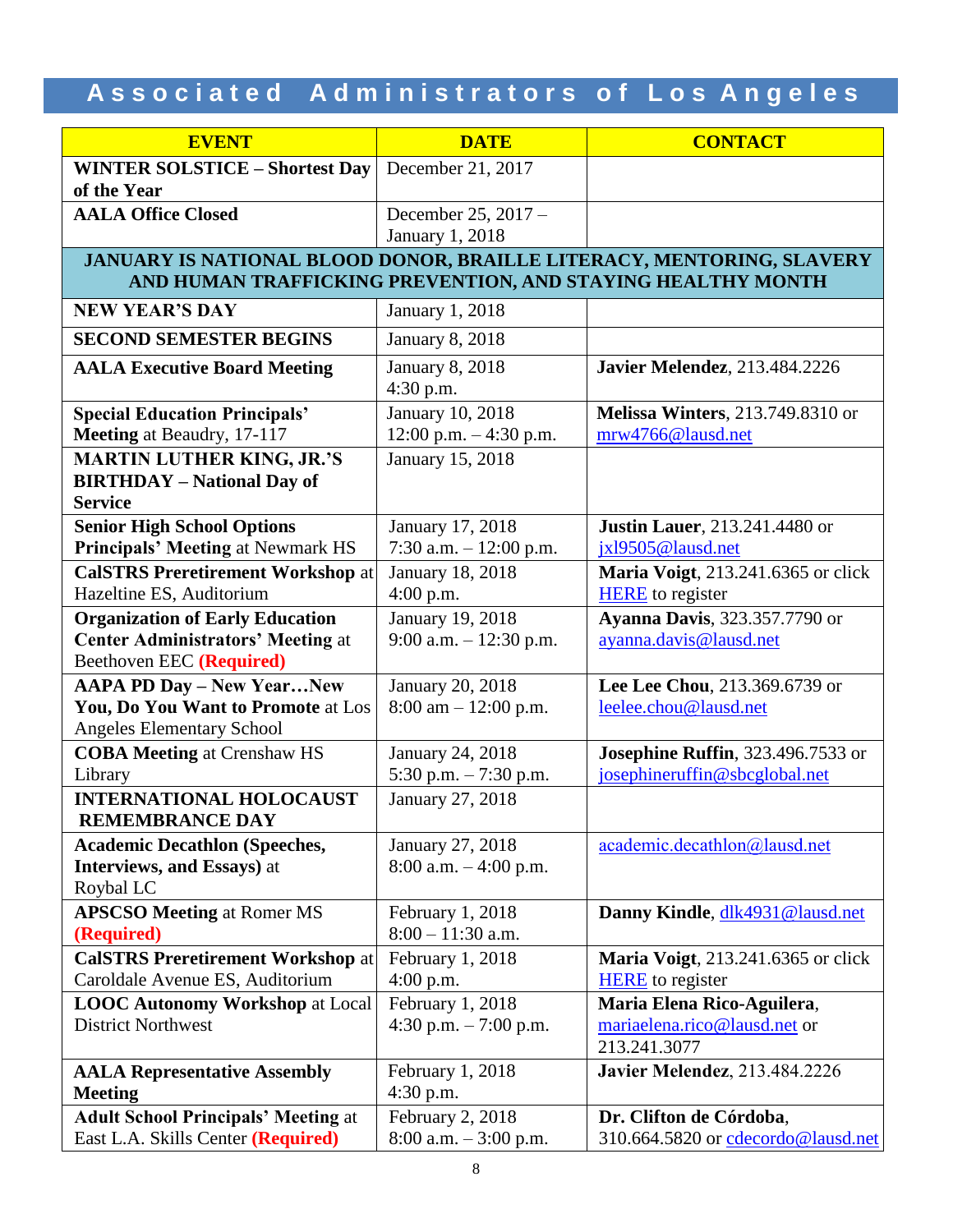# Associated Administrators of Los Angeles

| EVENT | DATE | CONTACT |
|---|---|---|
| **WINTER SOLSTICE – Shortest Day of the Year** | December 21, 2017 | |
| **AALA Office Closed** | December 25, 2017 – January 1, 2018 | |
| **JANUARY IS NATIONAL BLOOD DONOR, BRAILLE LITERACY, MENTORING, SLAVERY AND HUMAN TRAFFICKING PREVENTION, AND STAYING HEALTHY MONTH** | | |
| **NEW YEAR'S DAY** | January 1, 2018 | |
| **SECOND SEMESTER BEGINS** | January 8, 2018 | |
| **AALA Executive Board Meeting** | January 8, 2018 4:30 p.m. | **Javier Melendez**, 213.484.2226 |
| **Special Education Principals' Meeting** at Beaudry, 17-117 | January 10, 2018 12:00 p.m. – 4:30 p.m. | **Melissa Winters**, 213.749.8310 or mrw4766@lausd.net |
| **MARTIN LUTHER KING, JR.'S BIRTHDAY – National Day of Service** | January 15, 2018 | |
| **Senior High School Options Principals' Meeting** at Newmark HS | January 17, 2018 7:30 a.m. – 12:00 p.m. | **Justin Lauer**, 213.241.4480 or jxl9505@lausd.net |
| **CalSTRS Preretirement Workshop** at Hazeltine ES, Auditorium | January 18, 2018 4:00 p.m. | **Maria Voigt**, 213.241.6365 or click HERE to register |
| **Organization of Early Education Center Administrators' Meeting** at Beethoven EEC **(Required)** | January 19, 2018 9:00 a.m. – 12:30 p.m. | **Ayanna Davis**, 323.357.7790 or ayanna.davis@lausd.net |
| **AAPA PD Day – New Year…New You, Do You Want to Promote** at Los Angeles Elementary School | January 20, 2018 8:00 am – 12:00 p.m. | **Lee Lee Chou**, 213.369.6739 or leelee.chou@lausd.net |
| **COBA Meeting** at Crenshaw HS Library | January 24, 2018 5:30 p.m. – 7:30 p.m. | **Josephine Ruffin**, 323.496.7533 or josephineruffin@sbcglobal.net |
| **INTERNATIONAL HOLOCAUST REMEMBRANCE DAY** | January 27, 2018 | |
| **Academic Decathlon (Speeches, Interviews, and Essays)** at Roybal LC | January 27, 2018 8:00 a.m. – 4:00 p.m. | academic.decathlon@lausd.net |
| **APSCSO Meeting** at Romer MS **(Required)** | February 1, 2018 8:00 – 11:30 a.m. | **Danny Kindle**, dlk4931@lausd.net |
| **CalSTRS Preretirement Workshop** at Caroldale Avenue ES, Auditorium | February 1, 2018 4:00 p.m. | **Maria Voigt**, 213.241.6365 or click HERE to register |
| **LOOC Autonomy Workshop** at Local District Northwest | February 1, 2018 4:30 p.m. – 7:00 p.m. | **Maria Elena Rico-Aguilera**, mariaelena.rico@lausd.net or 213.241.3077 |
| **AALA Representative Assembly Meeting** | February 1, 2018 4:30 p.m. | **Javier Melendez**, 213.484.2226 |
| **Adult School Principals' Meeting** at East L.A. Skills Center **(Required)** | February 2, 2018 8:00 a.m. – 3:00 p.m. | **Dr. Clifton de Córdoba**, 310.664.5820 or cdecordo@lausd.net |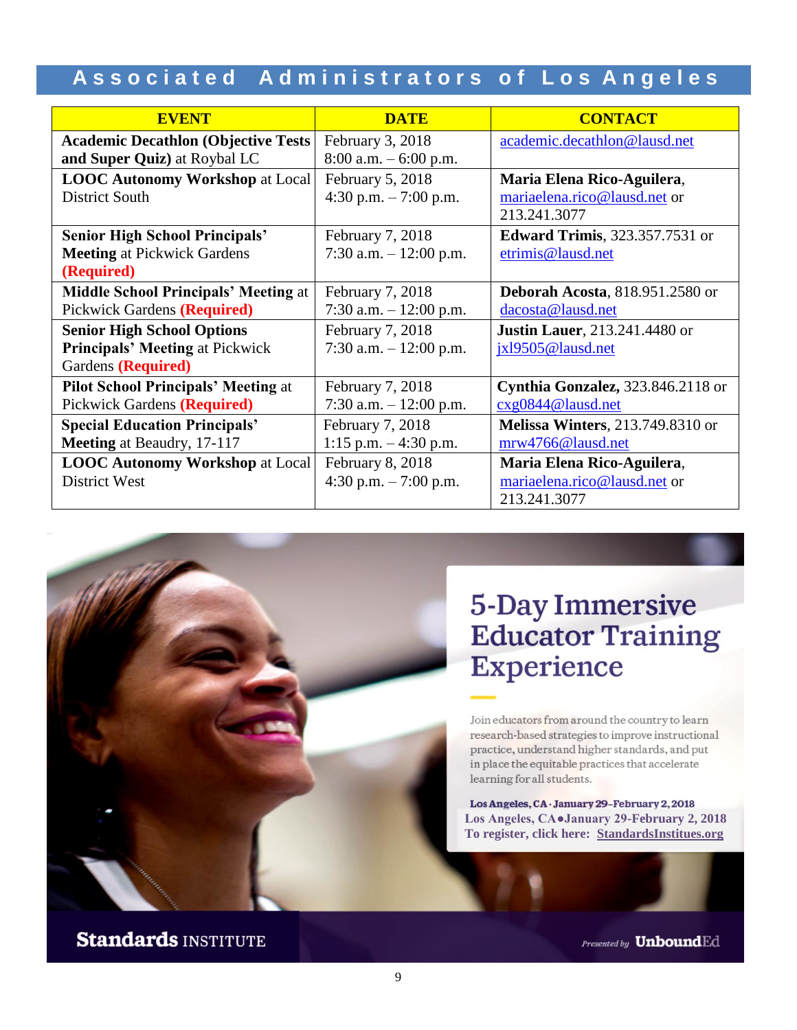## Associated Administrators of Los Angeles

| EVENT | DATE | CONTACT |
|---|---|---|
| **Academic Decathlon (Objective Tests and Super Quiz)** at Roybal LC | February 3, 2018<br>8:00 a.m. – 6:00 p.m. | academic.decathlon@lausd.net |
| **LOOC Autonomy Workshop** at Local District South | February 5, 2018<br>4:30 p.m. – 7:00 p.m. | **Maria Elena Rico-Aguilera**, mariaelena.rico@lausd.net or 213.241.3077 |
| **Senior High School Principals' Meeting** at Pickwick Gardens **(Required)** | February 7, 2018<br>7:30 a.m. – 12:00 p.m. | **Edward Trimis**, 323.357.7531 or etrimis@lausd.net |
| **Middle School Principals' Meeting** at Pickwick Gardens **(Required)** | February 7, 2018<br>7:30 a.m. – 12:00 p.m. | **Deborah Acosta**, 818.951.2580 or dacosta@lausd.net |
| **Senior High School Options Principals' Meeting** at Pickwick Gardens **(Required)** | February 7, 2018<br>7:30 a.m. – 12:00 p.m. | **Justin Lauer**, 213.241.4480 or jxl9505@lausd.net |
| **Pilot School Principals' Meeting** at Pickwick Gardens **(Required)** | February 7, 2018<br>7:30 a.m. – 12:00 p.m. | **Cynthia Gonzalez,** 323.846.2118 or cxg0844@lausd.net |
| **Special Education Principals' Meeting** at Beaudry, 17-117 | February 7, 2018<br>1:15 p.m. – 4:30 p.m. | **Melissa Winters**, 213.749.8310 or mrw4766@lausd.net |
| **LOOC Autonomy Workshop** at Local District West | February 8, 2018<br>4:30 p.m. – 7:00 p.m. | **Maria Elena Rico-Aguilera**, mariaelena.rico@lausd.net or 213.241.3077 |

## 5-Day Immersive Educator Training Experience

Join educators from around the country to learn research-based strategies to improve instructional practice, understand higher standards, and put in place the equitable practices that accelerate learning for all students.

**Los Angeles, CA · January 29–February 2, 2018**

**Los Angeles, CA•January 29-February 2, 2018**
**To register, click here: StandardsInstitues.org**

**Standards** INSTITUTE

*Presented by* **UnboundEd**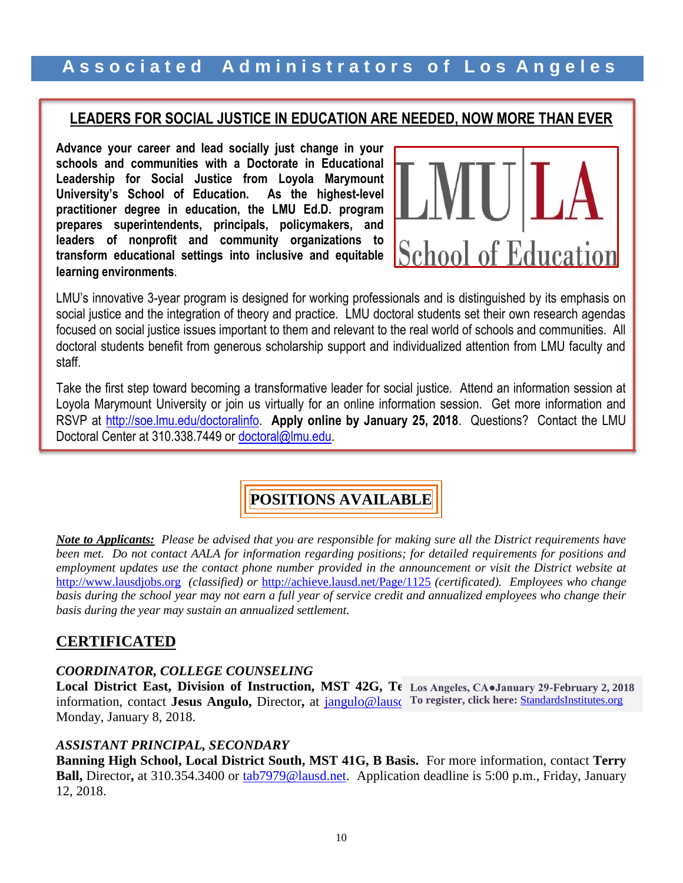# Associated Administrators of Los Angeles

## LEADERS FOR SOCIAL JUSTICE IN EDUCATION ARE NEEDED, NOW MORE THAN EVER

**Advance your career and lead socially just change in your schools and communities with a Doctorate in Educational Leadership for Social Justice from Loyola Marymount University's School of Education. As the highest-level practitioner degree in education, the LMU Ed.D. program prepares superintendents, principals, policymakers, and leaders of nonprofit and community organizations to transform educational settings into inclusive and equitable learning environments**.

LMU | LA
School of Education

LMU's innovative 3-year program is designed for working professionals and is distinguished by its emphasis on social justice and the integration of theory and practice. LMU doctoral students set their own research agendas focused on social justice issues important to them and relevant to the real world of schools and communities. All doctoral students benefit from generous scholarship support and individualized attention from LMU faculty and staff.

Take the first step toward becoming a transformative leader for social justice. Attend an information session at Loyola Marymount University or join us virtually for an online information session. Get more information and RSVP at http://soe.lmu.edu/doctoralinfo. **Apply online by January 25, 2018**. Questions? Contact the LMU Doctoral Center at 310.338.7449 or doctoral@lmu.edu.

## POSITIONS AVAILABLE

***Note to Applicants:*** *Please be advised that you are responsible for making sure all the District requirements have been met. Do not contact AALA for information regarding positions; for detailed requirements for positions and employment updates use the contact phone number provided in the announcement or visit the District website at* http://www.lausdjobs.org *(classified) or* http://achieve.lausd.net/Page/1125 *(certificated). Employees who change basis during the school year may not earn a full year of service credit and annualized employees who change their basis during the year may sustain an annualized settlement.*

## CERTIFICATED

### *COORDINATOR, COLLEGE COUNSELING*

**Local District East, Division of Instruction, MST 42G, Te** information, contact **Jesus Angulo,** Director**,** at jangulo@lausd Monday, January 8, 2018.

**Los Angeles, CA●January 29-February 2, 2018**
**To register, click here:** StandardsInstitutes.org

### *ASSISTANT PRINCIPAL, SECONDARY*

**Banning High School, Local District South, MST 41G, B Basis.** For more information, contact **Terry Ball,** Director**,** at 310.354.3400 or tab7979@lausd.net. Application deadline is 5:00 p.m., Friday, January 12, 2018.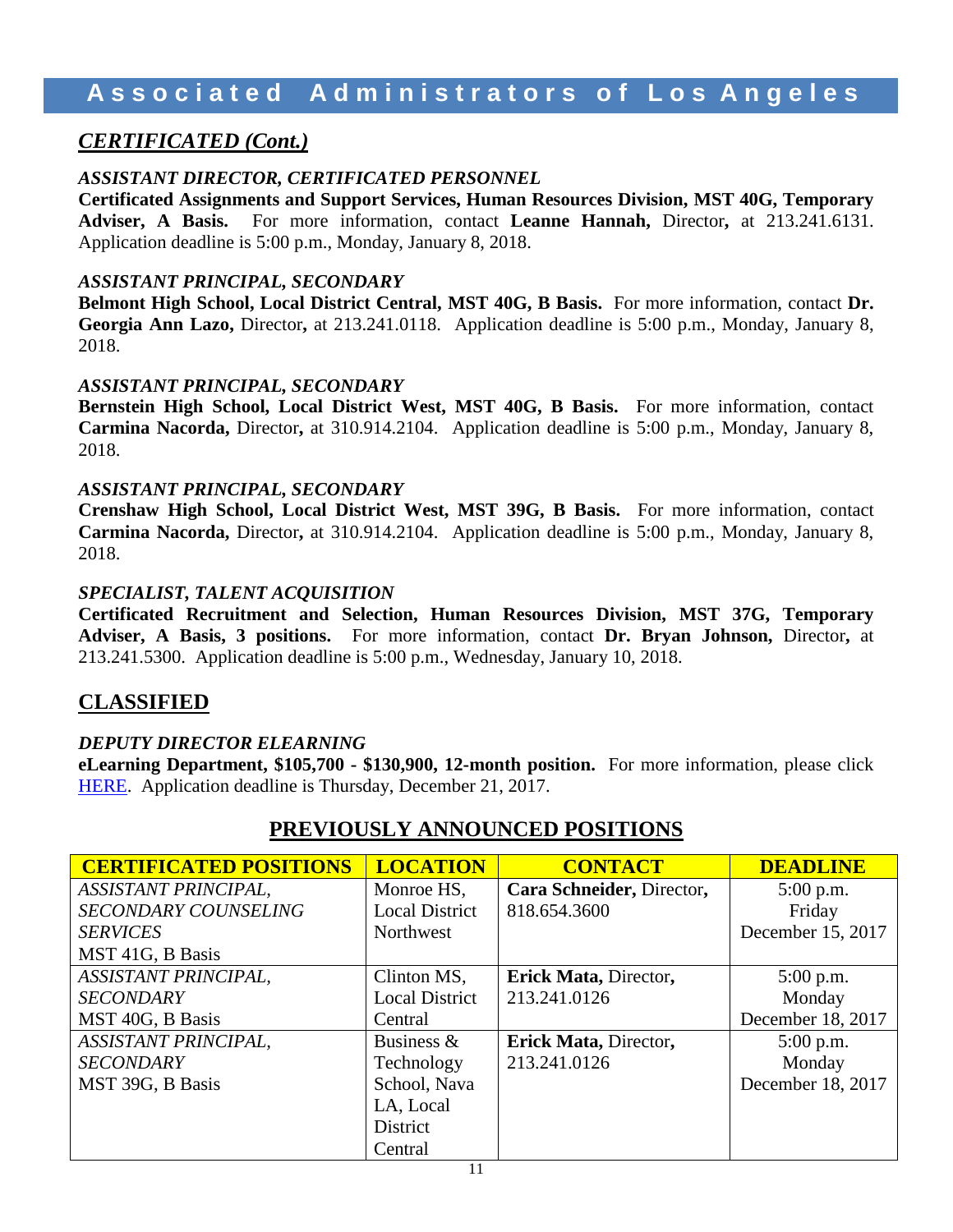# Associated Administrators of Los Angeles

## *CERTIFICATED (Cont.)*

***ASSISTANT DIRECTOR, CERTIFICATED PERSONNEL***
**Certificated Assignments and Support Services, Human Resources Division, MST 40G, Temporary Adviser, A Basis.** For more information, contact **Leanne Hannah,** Director**,** at 213.241.6131. Application deadline is 5:00 p.m., Monday, January 8, 2018.

***ASSISTANT PRINCIPAL, SECONDARY***
**Belmont High School, Local District Central, MST 40G, B Basis.** For more information, contact **Dr. Georgia Ann Lazo,** Director**,** at 213.241.0118. Application deadline is 5:00 p.m., Monday, January 8, 2018.

***ASSISTANT PRINCIPAL, SECONDARY***
**Bernstein High School, Local District West, MST 40G, B Basis.** For more information, contact **Carmina Nacorda,** Director**,** at 310.914.2104. Application deadline is 5:00 p.m., Monday, January 8, 2018.

***ASSISTANT PRINCIPAL, SECONDARY***
**Crenshaw High School, Local District West, MST 39G, B Basis.** For more information, contact **Carmina Nacorda,** Director**,** at 310.914.2104. Application deadline is 5:00 p.m., Monday, January 8, 2018.

***SPECIALIST, TALENT ACQUISITION***
**Certificated Recruitment and Selection, Human Resources Division, MST 37G, Temporary Adviser, A Basis, 3 positions.** For more information, contact **Dr. Bryan Johnson,** Director**,** at 213.241.5300. Application deadline is 5:00 p.m., Wednesday, January 10, 2018.

## CLASSIFIED

***DEPUTY DIRECTOR ELEARNING***
**eLearning Department, $105,700 - $130,900, 12-month position.** For more information, please click HERE. Application deadline is Thursday, December 21, 2017.

## PREVIOUSLY ANNOUNCED POSITIONS

| CERTIFICATED POSITIONS | LOCATION | CONTACT | DEADLINE |
|---|---|---|---|
| *ASSISTANT PRINCIPAL, SECONDARY COUNSELING SERVICES* MST 41G, B Basis | Monroe HS, Local District Northwest | **Cara Schneider,** Director**,** 818.654.3600 | 5:00 p.m. Friday December 15, 2017 |
| *ASSISTANT PRINCIPAL, SECONDARY* MST 40G, B Basis | Clinton MS, Local District Central | **Erick Mata,** Director**,** 213.241.0126 | 5:00 p.m. Monday December 18, 2017 |
| *ASSISTANT PRINCIPAL, SECONDARY* MST 39G, B Basis | Business & Technology School, Nava LA, Local District Central | **Erick Mata,** Director**,** 213.241.0126 | 5:00 p.m. Monday December 18, 2017 |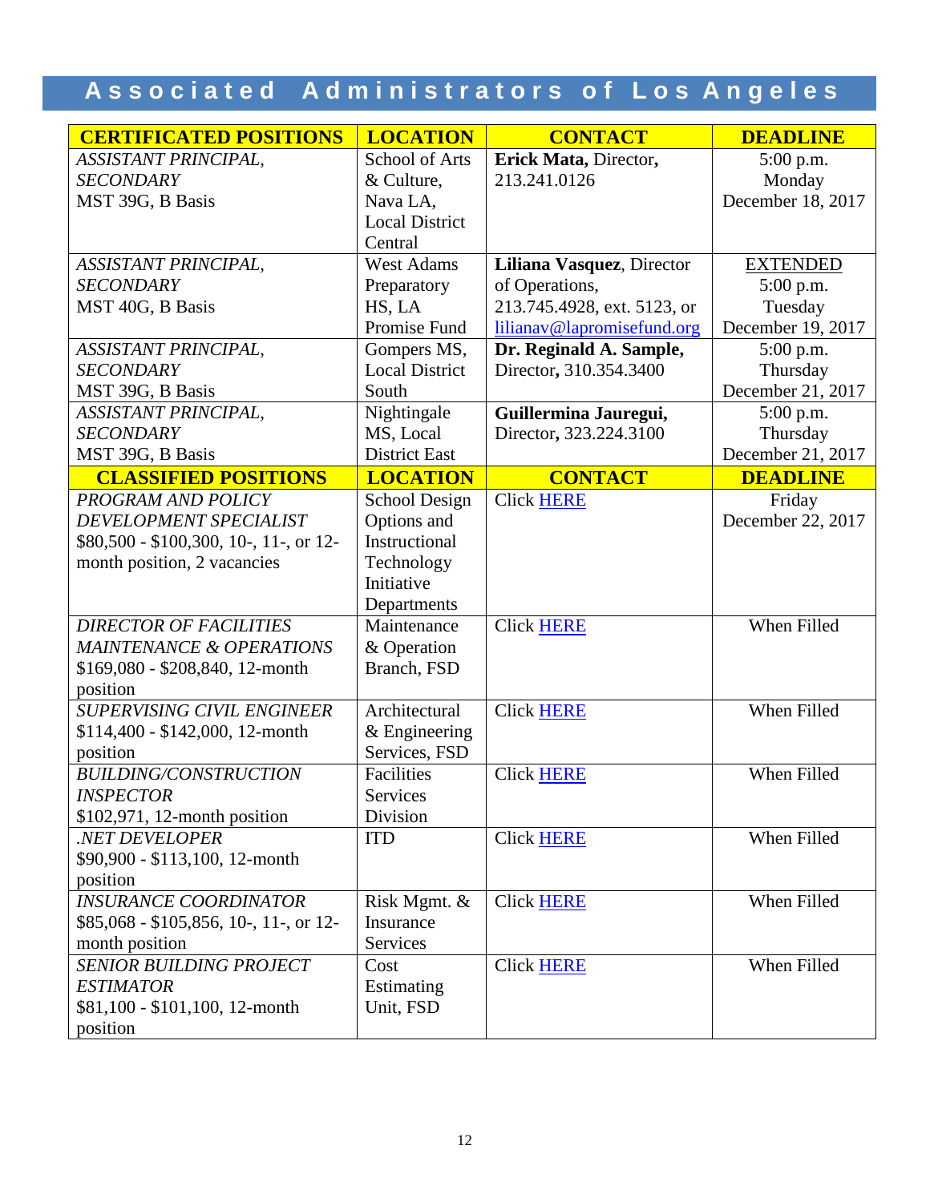# Associated Administrators of Los Angeles

| **CERTIFICATED POSITIONS** | **LOCATION** | **CONTACT** | **DEADLINE** |
|---|---|---|---|
| *ASSISTANT PRINCIPAL, SECONDARY* MST 39G, B Basis | School of Arts & Culture, Nava LA, Local District Central | **Erick Mata,** Director, 213.241.0126 | 5:00 p.m. Monday December 18, 2017 |
| *ASSISTANT PRINCIPAL, SECONDARY* MST 40G, B Basis | West Adams Preparatory HS, LA Promise Fund | **Liliana Vasquez**, Director of Operations, 213.745.4928, ext. 5123, or lilianav@lapromisefund.org | EXTENDED 5:00 p.m. Tuesday December 19, 2017 |
| *ASSISTANT PRINCIPAL, SECONDARY* MST 39G, B Basis | Gompers MS, Local District South | **Dr. Reginald A. Sample,** Director, 310.354.3400 | 5:00 p.m. Thursday December 21, 2017 |
| *ASSISTANT PRINCIPAL, SECONDARY* MST 39G, B Basis | Nightingale MS, Local District East | **Guillermina Jauregui,** Director, 323.224.3100 | 5:00 p.m. Thursday December 21, 2017 |
| **CLASSIFIED POSITIONS** | **LOCATION** | **CONTACT** | **DEADLINE** |
| *PROGRAM AND POLICY DEVELOPMENT SPECIALIST* $80,500 - $100,300, 10-, 11-, or 12-month position, 2 vacancies | School Design Options and Instructional Technology Initiative Departments | Click HERE | Friday December 22, 2017 |
| *DIRECTOR OF FACILITIES MAINTENANCE & OPERATIONS* $169,080 - $208,840, 12-month position | Maintenance & Operation Branch, FSD | Click HERE | When Filled |
| *SUPERVISING CIVIL ENGINEER* $114,400 - $142,000, 12-month position | Architectural & Engineering Services, FSD | Click HERE | When Filled |
| *BUILDING/CONSTRUCTION INSPECTOR* $102,971, 12-month position | Facilities Services Division | Click HERE | When Filled |
| *.NET DEVELOPER* $90,900 - $113,100, 12-month position | ITD | Click HERE | When Filled |
| *INSURANCE COORDINATOR* $85,068 - $105,856, 10-, 11-, or 12-month position | Risk Mgmt. & Insurance Services | Click HERE | When Filled |
| *SENIOR BUILDING PROJECT ESTIMATOR* $81,100 - $101,100, 12-month position | Cost Estimating Unit, FSD | Click HERE | When Filled |